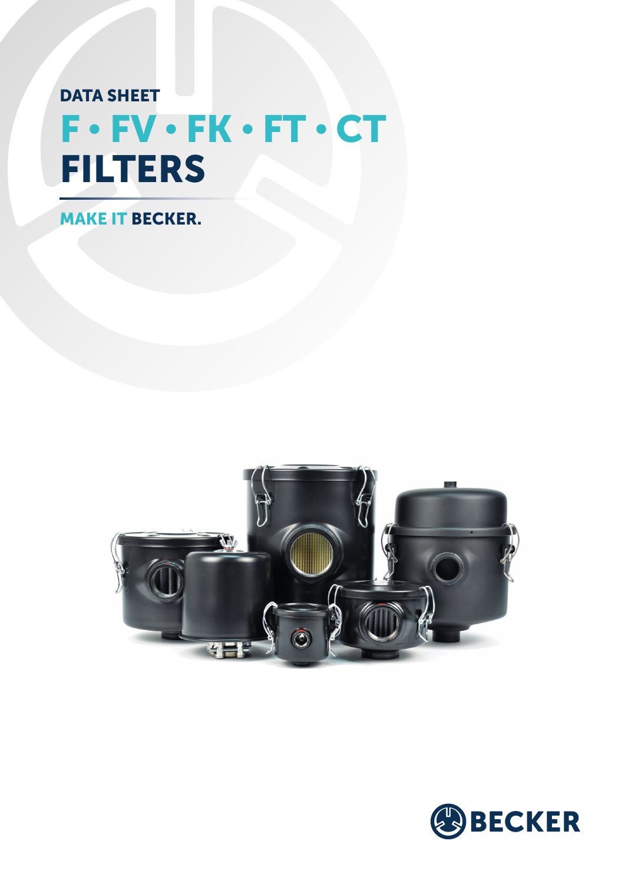DATA SHEET

# F • FV • FK • FT • CT FILTERS

MAKE IT BECKER.

BECKER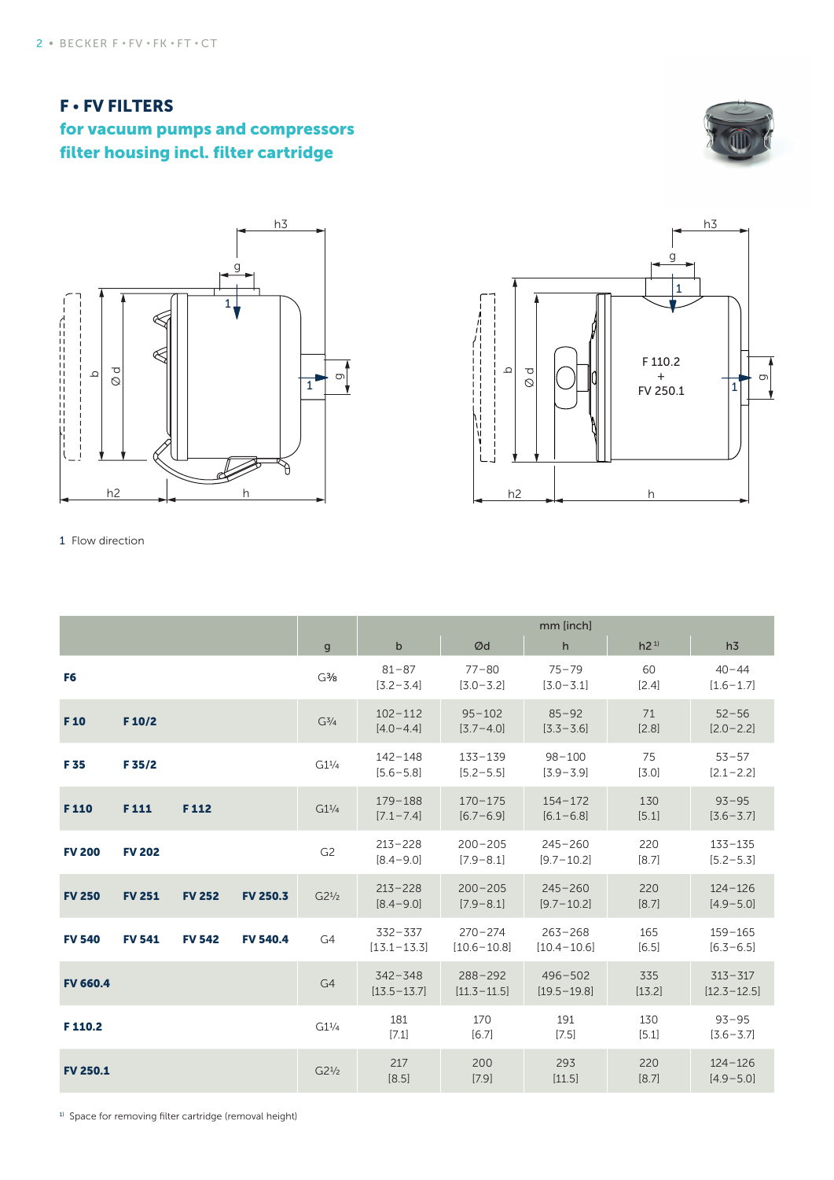## F • FV FILTERS

**for vacuum pumps and compressors**
**filter housing incl. filter cartridge**

1 Flow direction

| | | | | g | b | Ød | h | h2 [1] | h3 |
|---|---|---|---|---|---|---|---|---|---|
| | | | | | mm [inch] | | | | |
| **F6** | | | | G⅜ | 81–87 [3.2–3.4] | 77–80 [3.0–3.2] | 75–79 [3.0–3.1] | 60 [2.4] | 40–44 [1.6–1.7] |
| **F 10** | **F 10/2** | | | G¾ | 102–112 [4.0–4.4] | 95–102 [3.7–4.0] | 85–92 [3.3–3.6] | 71 [2.8] | 52–56 [2.0–2.2] |
| **F 35** | **F 35/2** | | | G1¼ | 142–148 [5.6–5.8] | 133–139 [5.2–5.5] | 98–100 [3.9–3.9] | 75 [3.0] | 53–57 [2.1–2.2] |
| **F 110** | **F 111** | **F 112** | | G1¼ | 179–188 [7.1–7.4] | 170–175 [6.7–6.9] | 154–172 [6.1–6.8] | 130 [5.1] | 93–95 [3.6–3.7] |
| **FV 200** | **FV 202** | | | G2 | 213–228 [8.4–9.0] | 200–205 [7.9–8.1] | 245–260 [9.7–10.2] | 220 [8.7] | 133–135 [5.2–5.3] |
| **FV 250** | **FV 251** | **FV 252** | **FV 250.3** | G2½ | 213–228 [8.4–9.0] | 200–205 [7.9–8.1] | 245–260 [9.7–10.2] | 220 [8.7] | 124–126 [4.9–5.0] |
| **FV 540** | **FV 541** | **FV 542** | **FV 540.4** | G4 | 332–337 [13.1–13.3] | 270–274 [10.6–10.8] | 263–268 [10.4–10.6] | 165 [6.5] | 159–165 [6.3–6.5] |
| **FV 660.4** | | | | G4 | 342–348 [13.5–13.7] | 288–292 [11.3–11.5] | 496–502 [19.5–19.8] | 335 [13.2] | 313–317 [12.3–12.5] |
| **F 110.2** | | | | G1¼ | 181 [7.1] | 170 [6.7] | 191 [7.5] | 130 [5.1] | 93–95 [3.6–3.7] |
| **FV 250.1** | | | | G2½ | 217 [8.5] | 200 [7.9] | 293 [11.5] | 220 [8.7] | 124–126 [4.9–5.0] |

[1] Space for removing filter cartridge (removal height)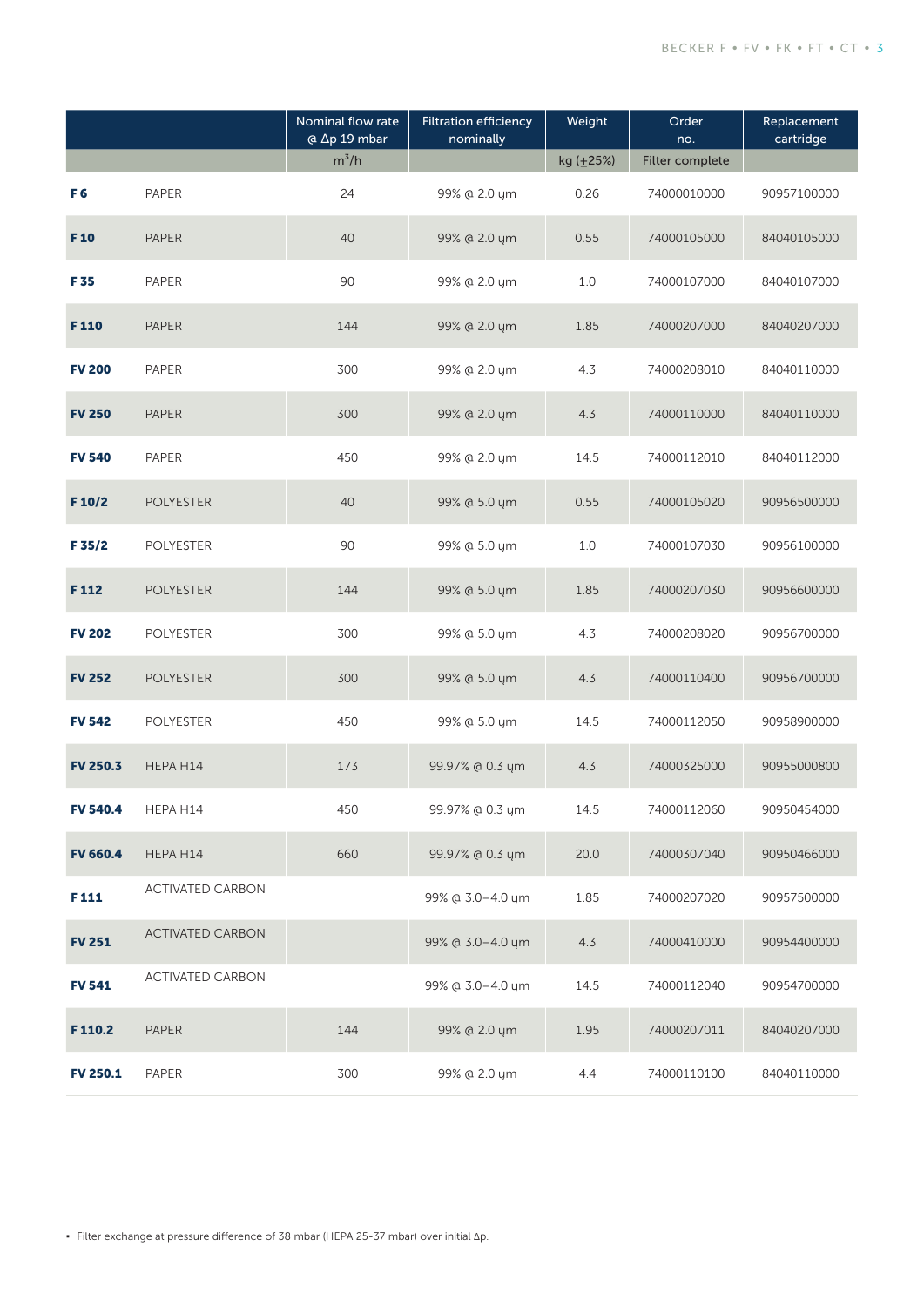| | | Nominal flow rate @ Δp 19 mbar | Filtration efficiency nominally | Weight | Order no. | Replacement cartridge |
|---|---|---|---|---|---|---|
| | | $m^3/h$ | | kg (±25%) | Filter complete | |
| **F 6** | PAPER | 24 | 99% @ 2.0 µm | 0.26 | 74000010000 | 90957100000 |
| **F 10** | PAPER | 40 | 99% @ 2.0 µm | 0.55 | 74000105000 | 84040105000 |
| **F 35** | PAPER | 90 | 99% @ 2.0 µm | 1.0 | 74000107000 | 84040107000 |
| **F 110** | PAPER | 144 | 99% @ 2.0 µm | 1.85 | 74000207000 | 84040207000 |
| **FV 200** | PAPER | 300 | 99% @ 2.0 µm | 4.3 | 74000208010 | 84040110000 |
| **FV 250** | PAPER | 300 | 99% @ 2.0 µm | 4.3 | 74000110000 | 84040110000 |
| **FV 540** | PAPER | 450 | 99% @ 2.0 µm | 14.5 | 74000112010 | 84040112000 |
| **F 10/2** | POLYESTER | 40 | 99% @ 5.0 µm | 0.55 | 74000105020 | 90956500000 |
| **F 35/2** | POLYESTER | 90 | 99% @ 5.0 µm | 1.0 | 74000107030 | 90956100000 |
| **F 112** | POLYESTER | 144 | 99% @ 5.0 µm | 1.85 | 74000207030 | 90956600000 |
| **FV 202** | POLYESTER | 300 | 99% @ 5.0 µm | 4.3 | 74000208020 | 90956700000 |
| **FV 252** | POLYESTER | 300 | 99% @ 5.0 µm | 4.3 | 74000110400 | 90956700000 |
| **FV 542** | POLYESTER | 450 | 99% @ 5.0 µm | 14.5 | 74000112050 | 90958900000 |
| **FV 250.3** | HEPA H14 | 173 | 99.97% @ 0.3 µm | 4.3 | 74000325000 | 90955000800 |
| **FV 540.4** | HEPA H14 | 450 | 99.97% @ 0.3 µm | 14.5 | 74000112060 | 90950454000 |
| **FV 660.4** | HEPA H14 | 660 | 99.97% @ 0.3 µm | 20.0 | 74000307040 | 90950466000 |
| **F 111** | ACTIVATED CARBON | | 99% @ 3.0–4.0 µm | 1.85 | 74000207020 | 90957500000 |
| **FV 251** | ACTIVATED CARBON | | 99% @ 3.0–4.0 µm | 4.3 | 74000410000 | 90954400000 |
| **FV 541** | ACTIVATED CARBON | | 99% @ 3.0–4.0 µm | 14.5 | 74000112040 | 90954700000 |
| **F 110.2** | PAPER | 144 | 99% @ 2.0 µm | 1.95 | 74000207011 | 84040207000 |
| **FV 250.1** | PAPER | 300 | 99% @ 2.0 µm | 4.4 | 74000110100 | 84040110000 |

- Filter exchange at pressure difference of 38 mbar (HEPA 25-37 mbar) over initial Δp.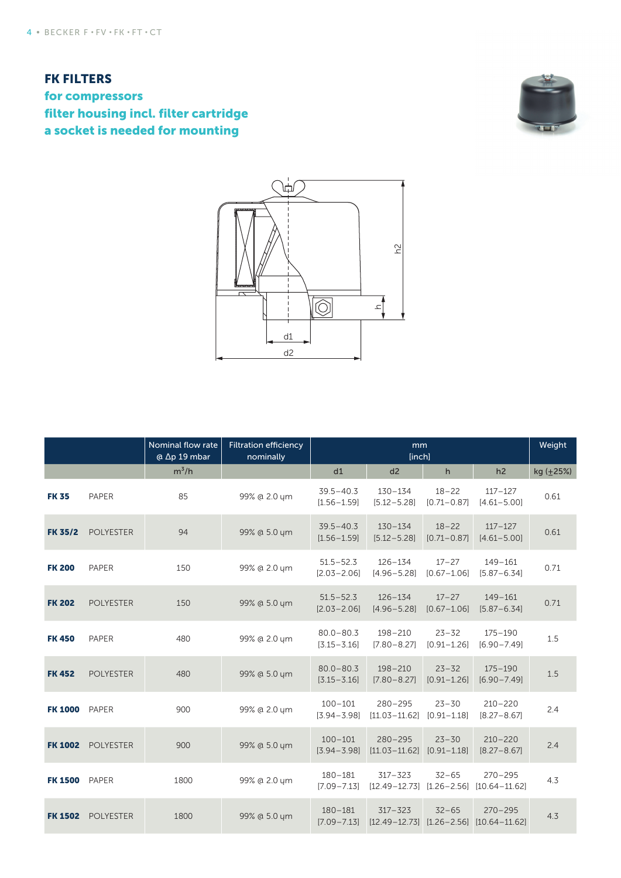## FK FILTERS

**for compressors**
**filter housing incl. filter cartridge**
**a socket is needed for mounting**

| | | Nominal flow rate @ Δp 19 mbar | Filtration efficiency nominally | mm [inch] | | | | Weight |
|---|---|---|---|---|---|---|---|---|
| | | $m^3/h$ | | d1 | d2 | h | h2 | kg (±25%) |
| **FK 35** | PAPER | 85 | 99% @ 2.0 µm | 39.5–40.3 [1.56–1.59] | 130–134 [5.12–5.28] | 18–22 [0.71–0.87] | 117–127 [4.61–5.00] | 0.61 |
| **FK 35/2** | POLYESTER | 94 | 99% @ 5.0 µm | 39.5–40.3 [1.56–1.59] | 130–134 [5.12–5.28] | 18–22 [0.71–0.87] | 117–127 [4.61–5.00] | 0.61 |
| **FK 200** | PAPER | 150 | 99% @ 2.0 µm | 51.5–52.3 [2.03–2.06] | 126–134 [4.96–5.28] | 17–27 [0.67–1.06] | 149–161 [5.87–6.34] | 0.71 |
| **FK 202** | POLYESTER | 150 | 99% @ 5.0 µm | 51.5–52.3 [2.03–2.06] | 126–134 [4.96–5.28] | 17–27 [0.67–1.06] | 149–161 [5.87–6.34] | 0.71 |
| **FK 450** | PAPER | 480 | 99% @ 2.0 µm | 80.0–80.3 [3.15–3.16] | 198–210 [7.80–8.27] | 23–32 [0.91–1.26] | 175–190 [6.90–7.49] | 1.5 |
| **FK 452** | POLYESTER | 480 | 99% @ 5.0 µm | 80.0–80.3 [3.15–3.16] | 198–210 [7.80–8.27] | 23–32 [0.91–1.26] | 175–190 [6.90–7.49] | 1.5 |
| **FK 1000** | PAPER | 900 | 99% @ 2.0 µm | 100–101 [3.94–3.98] | 280–295 [11.03–11.62] | 23–30 [0.91–1.18] | 210–220 [8.27–8.67] | 2.4 |
| **FK 1002** | POLYESTER | 900 | 99% @ 5.0 µm | 100–101 [3.94–3.98] | 280–295 [11.03–11.62] | 23–30 [0.91–1.18] | 210–220 [8.27–8.67] | 2.4 |
| **FK 1500** | PAPER | 1800 | 99% @ 2.0 µm | 180–181 [7.09–7.13] | 317–323 [12.49–12.73] | 32–65 [1.26–2.56] | 270–295 [10.64–11.62] | 4.3 |
| **FK 1502** | POLYESTER | 1800 | 99% @ 5.0 µm | 180–181 [7.09–7.13] | 317–323 [12.49–12.73] | 32–65 [1.26–2.56] | 270–295 [10.64–11.62] | 4.3 |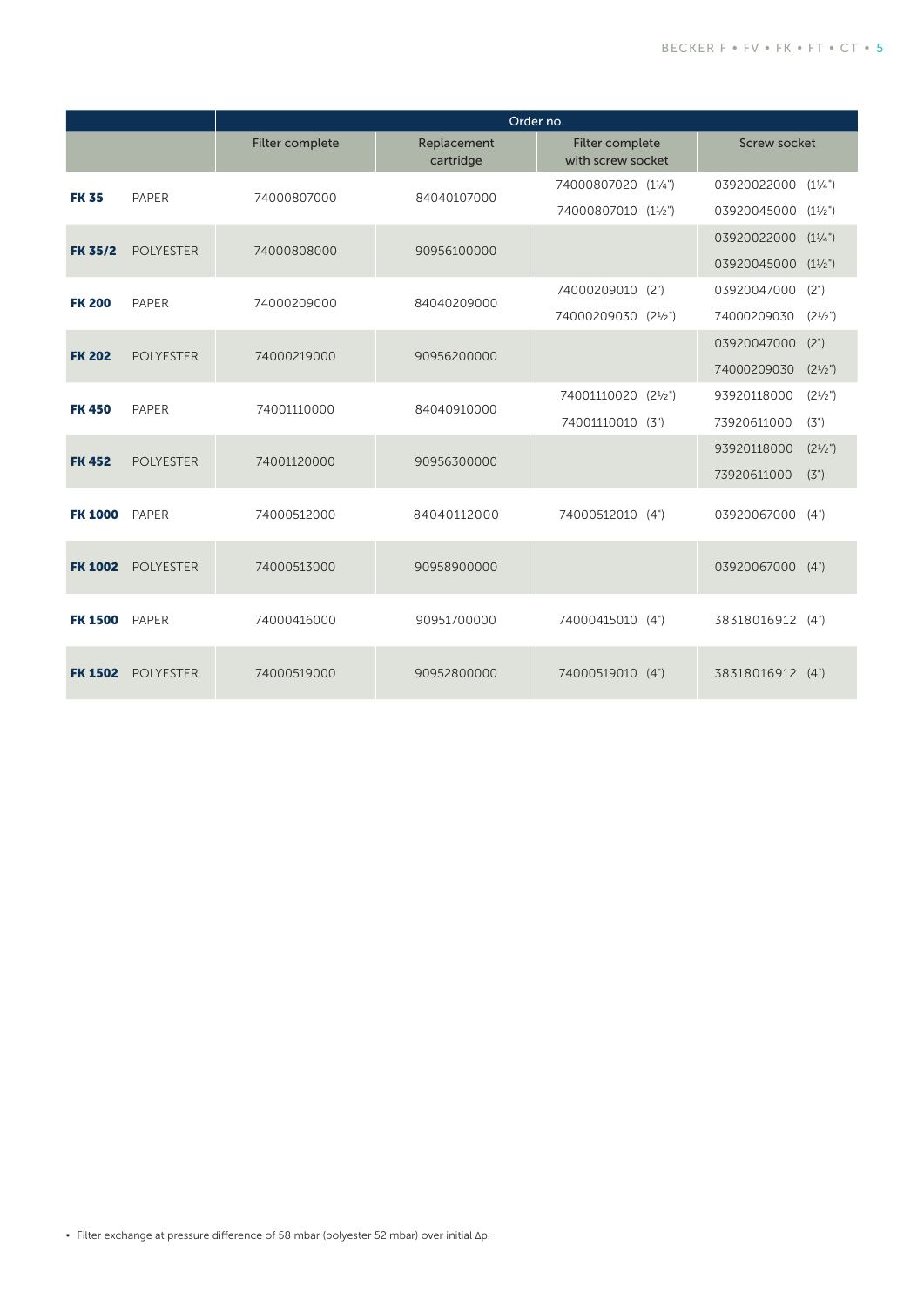| | | Order no. | | | |
|---|---|---|---|---|---|
| | | Filter complete | Replacement cartridge | Filter complete with screw socket | Screw socket |
| **FK 35** | PAPER | 74000807000 | 84040107000 | 74000807020 (1¼")<br>74000807010 (1½") | 03920022000 (1¼")<br>03920045000 (1½") |
| **FK 35/2** | POLYESTER | 74000808000 | 90956100000 | | 03920022000 (1¼")<br>03920045000 (1½") |
| **FK 200** | PAPER | 74000209000 | 84040209000 | 74000209010 (2")<br>74000209030 (2½") | 03920047000 (2")<br>74000209030 (2½") |
| **FK 202** | POLYESTER | 74000219000 | 90956200000 | | 03920047000 (2")<br>74000209030 (2½") |
| **FK 450** | PAPER | 74001110000 | 84040910000 | 74001110020 (2½")<br>74001110010 (3") | 93920118000 (2½")<br>73920611000 (3") |
| **FK 452** | POLYESTER | 74001120000 | 90956300000 | | 93920118000 (2½")<br>73920611000 (3") |
| **FK 1000** | PAPER | 74000512000 | 84040112000 | 74000512010 (4") | 03920067000 (4") |
| **FK 1002** | POLYESTER | 74000513000 | 90958900000 | | 03920067000 (4") |
| **FK 1500** | PAPER | 74000416000 | 90951700000 | 74000415010 (4") | 38318016912 (4") |
| **FK 1502** | POLYESTER | 74000519000 | 90952800000 | 74000519010 (4") | 38318016912 (4") |

- Filter exchange at pressure difference of 58 mbar (polyester 52 mbar) over initial $\Delta p$.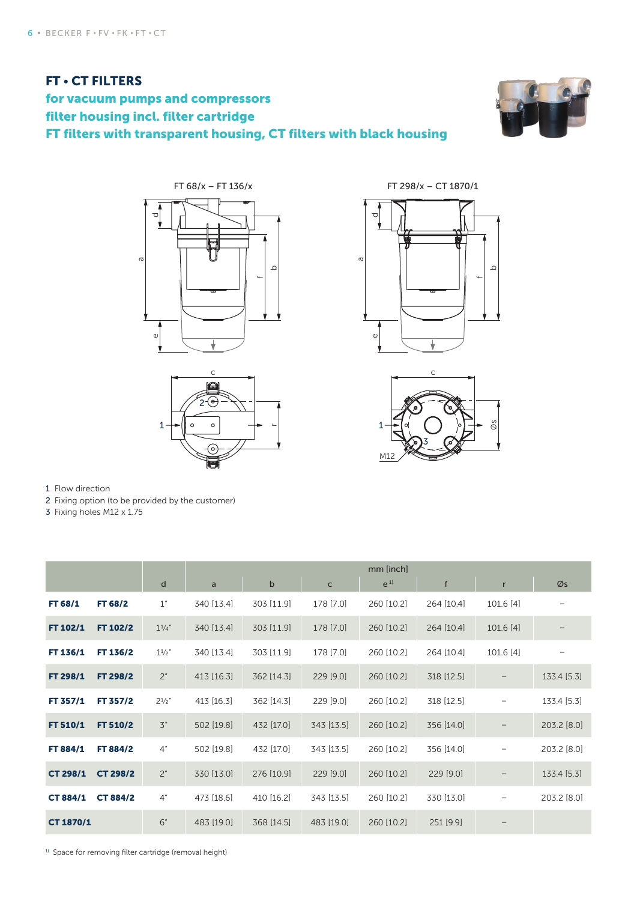# FT • CT FILTERS

## for vacuum pumps and compressors
## filter housing incl. filter cartridge
## FT filters with transparent housing, CT filters with black housing

FT 68/x – FT 136/x

FT 298/x – CT 1870/1

1 Flow direction
2 Fixing option (to be provided by the customer)
3 Fixing holes M12 x 1.75

| | | | mm [inch] | | | | | | |
|---|---|---|---|---|---|---|---|---|---|
| | | d | a | b | c | e[1] | f | r | Øs |
| **FT 68/1** | **FT 68/2** | 1" | 340 [13.4] | 303 [11.9] | 178 [7.0] | 260 [10.2] | 264 [10.4] | 101.6 [4] | – |
| **FT 102/1** | **FT 102/2** | 1¼" | 340 [13.4] | 303 [11.9] | 178 [7.0] | 260 [10.2] | 264 [10.4] | 101.6 [4] | – |
| **FT 136/1** | **FT 136/2** | 1½" | 340 [13.4] | 303 [11.9] | 178 [7.0] | 260 [10.2] | 264 [10.4] | 101.6 [4] | – |
| **FT 298/1** | **FT 298/2** | 2" | 413 [16.3] | 362 [14.3] | 229 [9.0] | 260 [10.2] | 318 [12.5] | – | 133.4 [5.3] |
| **FT 357/1** | **FT 357/2** | 2½" | 413 [16.3] | 362 [14.3] | 229 [9.0] | 260 [10.2] | 318 [12.5] | – | 133.4 [5.3] |
| **FT 510/1** | **FT 510/2** | 3" | 502 [19.8] | 432 [17.0] | 343 [13.5] | 260 [10.2] | 356 [14.0] | – | 203.2 [8.0] |
| **FT 884/1** | **FT 884/2** | 4" | 502 [19.8] | 432 [17.0] | 343 [13.5] | 260 [10.2] | 356 [14.0] | – | 203.2 [8.0] |
| **CT 298/1** | **CT 298/2** | 2" | 330 [13.0] | 276 [10.9] | 229 [9.0] | 260 [10.2] | 229 [9.0] | – | 133.4 [5.3] |
| **CT 884/1** | **CT 884/2** | 4" | 473 [18.6] | 410 [16.2] | 343 [13.5] | 260 [10.2] | 330 [13.0] | – | 203.2 [8.0] |
| **CT 1870/1** | | 6" | 483 [19.0] | 368 [14.5] | 483 [19.0] | 260 [10.2] | 251 [9.9] | – | |

[1] Space for removing filter cartridge (removal height)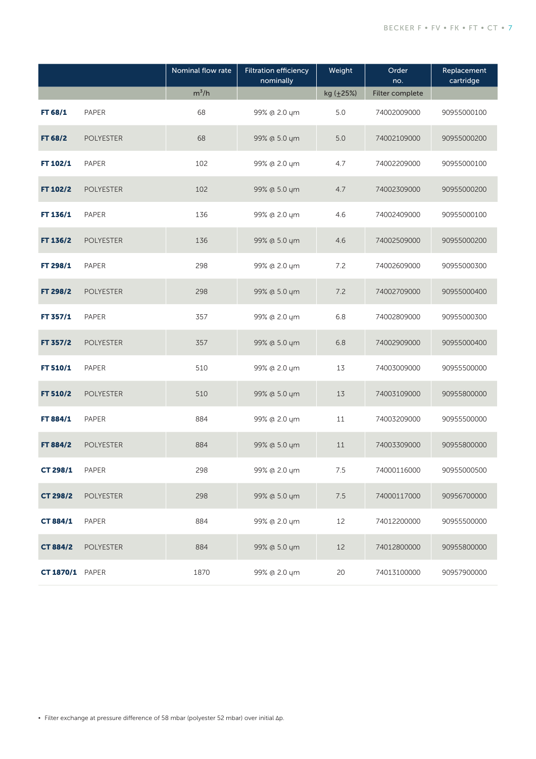| | | Nominal flow rate | Filtration efficiency nominally | Weight | Order no. | Replacement cartridge |
|---|---|---|---|---|---|---|
| | | $m^3/h$ | | kg (±25%) | Filter complete | |
| **FT 68/1** | PAPER | 68 | 99% @ 2.0 µm | 5.0 | 74002009000 | 90955000100 |
| **FT 68/2** | POLYESTER | 68 | 99% @ 5.0 µm | 5.0 | 74002109000 | 90955000200 |
| **FT 102/1** | PAPER | 102 | 99% @ 2.0 µm | 4.7 | 74002209000 | 90955000100 |
| **FT 102/2** | POLYESTER | 102 | 99% @ 5.0 µm | 4.7 | 74002309000 | 90955000200 |
| **FT 136/1** | PAPER | 136 | 99% @ 2.0 µm | 4.6 | 74002409000 | 90955000100 |
| **FT 136/2** | POLYESTER | 136 | 99% @ 5.0 µm | 4.6 | 74002509000 | 90955000200 |
| **FT 298/1** | PAPER | 298 | 99% @ 2.0 µm | 7.2 | 74002609000 | 90955000300 |
| **FT 298/2** | POLYESTER | 298 | 99% @ 5.0 µm | 7.2 | 74002709000 | 90955000400 |
| **FT 357/1** | PAPER | 357 | 99% @ 2.0 µm | 6.8 | 74002809000 | 90955000300 |
| **FT 357/2** | POLYESTER | 357 | 99% @ 5.0 µm | 6.8 | 74002909000 | 90955000400 |
| **FT 510/1** | PAPER | 510 | 99% @ 2.0 µm | 13 | 74003009000 | 90955500000 |
| **FT 510/2** | POLYESTER | 510 | 99% @ 5.0 µm | 13 | 74003109000 | 90955800000 |
| **FT 884/1** | PAPER | 884 | 99% @ 2.0 µm | 11 | 74003209000 | 90955500000 |
| **FT 884/2** | POLYESTER | 884 | 99% @ 5.0 µm | 11 | 74003309000 | 90955800000 |
| **CT 298/1** | PAPER | 298 | 99% @ 2.0 µm | 7.5 | 74000116000 | 90955000500 |
| **CT 298/2** | POLYESTER | 298 | 99% @ 5.0 µm | 7.5 | 74000117000 | 90956700000 |
| **CT 884/1** | PAPER | 884 | 99% @ 2.0 µm | 12 | 74012200000 | 90955500000 |
| **CT 884/2** | POLYESTER | 884 | 99% @ 5.0 µm | 12 | 74012800000 | 90955800000 |
| **CT 1870/1** | PAPER | 1870 | 99% @ 2.0 µm | 20 | 74013100000 | 90957900000 |

- Filter exchange at pressure difference of 58 mbar (polyester 52 mbar) over initial Δp.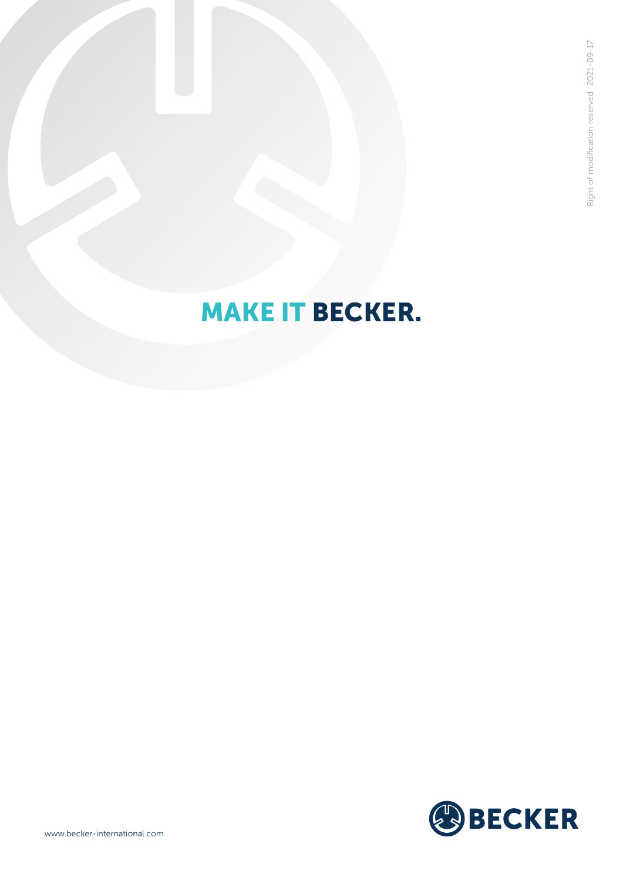# MAKE IT BECKER.

Right of modification reserved 2021-09-17

BECKER

www.becker-international.com